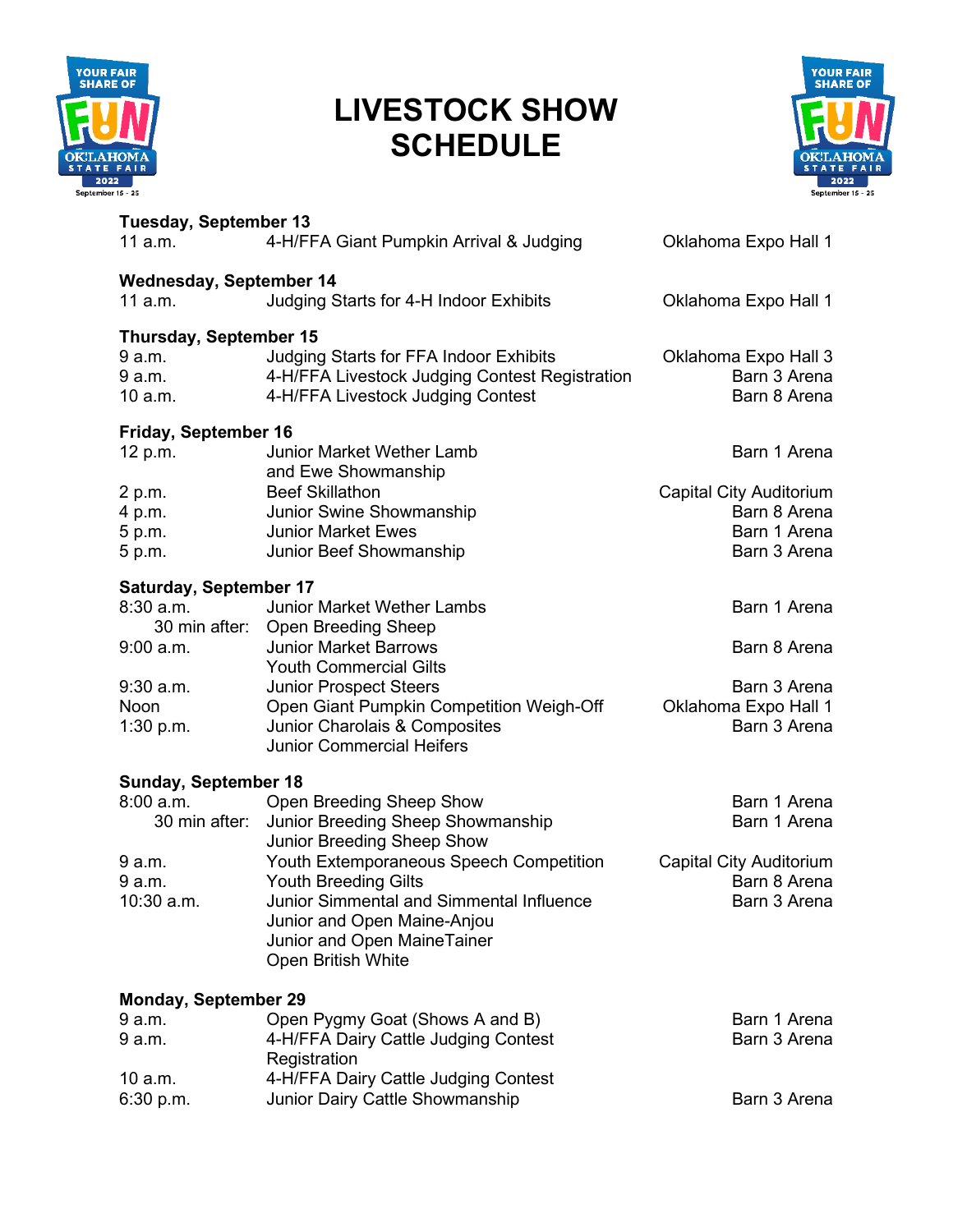# LIVESTOCK SHOW SCHEDULE

### Tuesday, September 13

| | | |
|---|---|---|
| 11 a.m. | 4-H/FFA Giant Pumpkin Arrival & Judging | Oklahoma Expo Hall 1 |

### Wednesday, September 14

| | | |
|---|---|---|
| 11 a.m. | Judging Starts for 4-H Indoor Exhibits | Oklahoma Expo Hall 1 |

### Thursday, September 15

| | | |
|---|---|---|
| 9 a.m. | Judging Starts for FFA Indoor Exhibits | Oklahoma Expo Hall 3 |
| 9 a.m. | 4-H/FFA Livestock Judging Contest Registration | Barn 3 Arena |
| 10 a.m. | 4-H/FFA Livestock Judging Contest | Barn 8 Arena |

### Friday, September 16

| | | |
|---|---|---|
| 12 p.m. | Junior Market Wether Lamb and Ewe Showmanship | Barn 1 Arena |
| 2 p.m. | Beef Skillathon | Capital City Auditorium |
| 4 p.m. | Junior Swine Showmanship | Barn 8 Arena |
| 5 p.m. | Junior Market Ewes | Barn 1 Arena |
| 5 p.m. | Junior Beef Showmanship | Barn 3 Arena |

### Saturday, September 17

| | | |
|---|---|---|
| 8:30 a.m. | Junior Market Wether Lambs | Barn 1 Arena |
| 30 min after: | Open Breeding Sheep | |
| 9:00 a.m. | Junior Market Barrows<br>Youth Commercial Gilts | Barn 8 Arena |
| 9:30 a.m. | Junior Prospect Steers | Barn 3 Arena |
| Noon | Open Giant Pumpkin Competition Weigh-Off | Oklahoma Expo Hall 1 |
| 1:30 p.m. | Junior Charolais & Composites<br>Junior Commercial Heifers | Barn 3 Arena |

### Sunday, September 18

| | | |
|---|---|---|
| 8:00 a.m. | Open Breeding Sheep Show | Barn 1 Arena |
| 30 min after: | Junior Breeding Sheep Showmanship<br>Junior Breeding Sheep Show | Barn 1 Arena |
| 9 a.m. | Youth Extemporaneous Speech Competition | Capital City Auditorium |
| 9 a.m. | Youth Breeding Gilts | Barn 8 Arena |
| 10:30 a.m. | Junior Simmental and Simmental Influence<br>Junior and Open Maine-Anjou<br>Junior and Open MaineTainer<br>Open British White | Barn 3 Arena |

### Monday, September 29

| | | |
|---|---|---|
| 9 a.m. | Open Pygmy Goat (Shows A and B) | Barn 1 Arena |
| 9 a.m. | 4-H/FFA Dairy Cattle Judging Contest Registration | Barn 3 Arena |
| 10 a.m. | 4-H/FFA Dairy Cattle Judging Contest | |
| 6:30 p.m. | Junior Dairy Cattle Showmanship | Barn 3 Arena |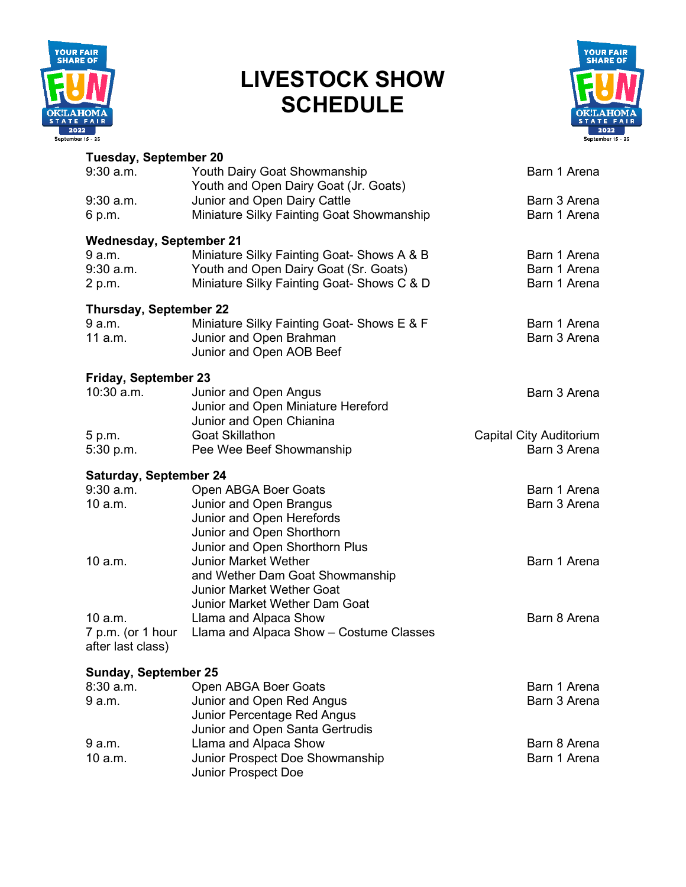# LIVESTOCK SHOW SCHEDULE

### Tuesday, September 20

| | | |
|---|---|---|
| 9:30 a.m. | Youth Dairy Goat Showmanship<br>Youth and Open Dairy Goat (Jr. Goats) | Barn 1 Arena |
| 9:30 a.m. | Junior and Open Dairy Cattle | Barn 3 Arena |
| 6 p.m. | Miniature Silky Fainting Goat Showmanship | Barn 1 Arena |

### Wednesday, September 21

| | | |
|---|---|---|
| 9 a.m. | Miniature Silky Fainting Goat- Shows A & B | Barn 1 Arena |
| 9:30 a.m. | Youth and Open Dairy Goat (Sr. Goats) | Barn 1 Arena |
| 2 p.m. | Miniature Silky Fainting Goat- Shows C & D | Barn 1 Arena |

### Thursday, September 22

| | | |
|---|---|---|
| 9 a.m. | Miniature Silky Fainting Goat- Shows E & F | Barn 1 Arena |
| 11 a.m. | Junior and Open Brahman<br>Junior and Open AOB Beef | Barn 3 Arena |

### Friday, September 23

| | | |
|---|---|---|
| 10:30 a.m. | Junior and Open Angus<br>Junior and Open Miniature Hereford<br>Junior and Open Chianina | Barn 3 Arena |
| 5 p.m. | Goat Skillathon | Capital City Auditorium |
| 5:30 p.m. | Pee Wee Beef Showmanship | Barn 3 Arena |

### Saturday, September 24

| | | |
|---|---|---|
| 9:30 a.m. | Open ABGA Boer Goats | Barn 1 Arena |
| 10 a.m. | Junior and Open Brangus<br>Junior and Open Herefords<br>Junior and Open Shorthorn<br>Junior and Open Shorthorn Plus | Barn 3 Arena |
| 10 a.m. | Junior Market Wether and Wether Dam Goat Showmanship<br>Junior Market Wether Goat<br>Junior Market Wether Dam Goat | Barn 1 Arena |
| 10 a.m. | Llama and Alpaca Show | Barn 8 Arena |
| 7 p.m. (or 1 hour after last class) | Llama and Alpaca Show – Costume Classes | |

### Sunday, September 25

| | | |
|---|---|---|
| 8:30 a.m. | Open ABGA Boer Goats | Barn 1 Arena |
| 9 a.m. | Junior and Open Red Angus<br>Junior Percentage Red Angus<br>Junior and Open Santa Gertrudis | Barn 3 Arena |
| 9 a.m. | Llama and Alpaca Show | Barn 8 Arena |
| 10 a.m. | Junior Prospect Doe Showmanship<br>Junior Prospect Doe | Barn 1 Arena |